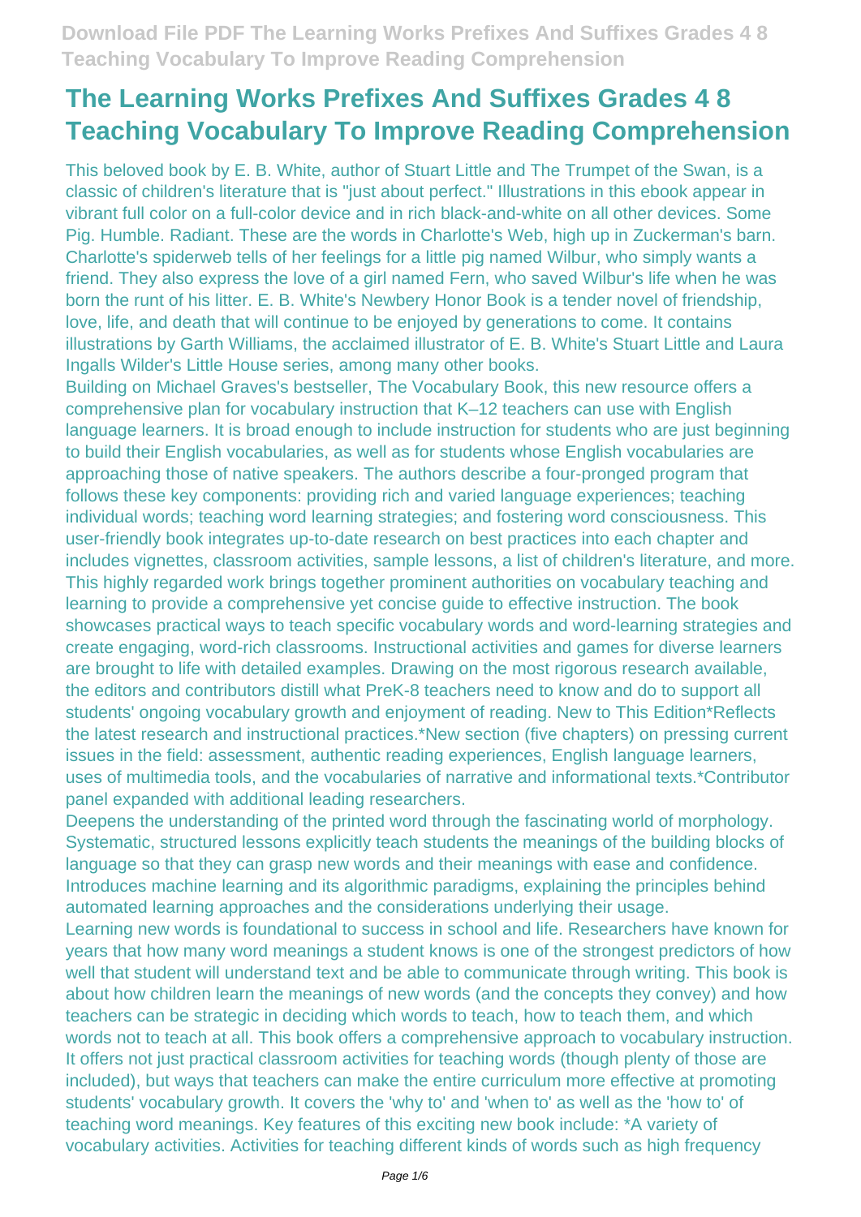# The Learning Works Prefixes And Suffixes Grades 4 8 Teaching Vocabulary To Improve Reading Comprehension

This beloved book by E. B. White, author of Stuart Little and The Trumpet of the Swan, is a classic of children's literature that is "just about perfect." Illustrations in this ebook appear in vibrant full color on a full-color device and in rich black-and-white on all other devices. Some Pig. Humble. Radiant. These are the words in Charlotte's Web, high up in Zuckerman's barn. Charlotte's spiderweb tells of her feelings for a little pig named Wilbur, who simply wants a friend. They also express the love of a girl named Fern, who saved Wilbur's life when he was born the runt of his litter. E. B. White's Newbery Honor Book is a tender novel of friendship, love, life, and death that will continue to be enjoyed by generations to come. It contains illustrations by Garth Williams, the acclaimed illustrator of E. B. White's Stuart Little and Laura Ingalls Wilder's Little House series, among many other books.

Building on Michael Graves's bestseller, The Vocabulary Book, this new resource offers a comprehensive plan for vocabulary instruction that K–12 teachers can use with English language learners. It is broad enough to include instruction for students who are just beginning to build their English vocabularies, as well as for students whose English vocabularies are approaching those of native speakers. The authors describe a four-pronged program that follows these key components: providing rich and varied language experiences; teaching individual words; teaching word learning strategies; and fostering word consciousness. This user-friendly book integrates up-to-date research on best practices into each chapter and includes vignettes, classroom activities, sample lessons, a list of children's literature, and more. This highly regarded work brings together prominent authorities on vocabulary teaching and learning to provide a comprehensive yet concise guide to effective instruction. The book showcases practical ways to teach specific vocabulary words and word-learning strategies and create engaging, word-rich classrooms. Instructional activities and games for diverse learners are brought to life with detailed examples. Drawing on the most rigorous research available, the editors and contributors distill what PreK-8 teachers need to know and do to support all students' ongoing vocabulary growth and enjoyment of reading. New to This Edition*Reflects the latest research and instructional practices.*New section (five chapters) on pressing current issues in the field: assessment, authentic reading experiences, English language learners, uses of multimedia tools, and the vocabularies of narrative and informational texts.*Contributor panel expanded with additional leading researchers.

Deepens the understanding of the printed word through the fascinating world of morphology. Systematic, structured lessons explicitly teach students the meanings of the building blocks of language so that they can grasp new words and their meanings with ease and confidence. Introduces machine learning and its algorithmic paradigms, explaining the principles behind automated learning approaches and the considerations underlying their usage.

Learning new words is foundational to success in school and life. Researchers have known for years that how many word meanings a student knows is one of the strongest predictors of how well that student will understand text and be able to communicate through writing. This book is about how children learn the meanings of new words (and the concepts they convey) and how teachers can be strategic in deciding which words to teach, how to teach them, and which words not to teach at all. This book offers a comprehensive approach to vocabulary instruction. It offers not just practical classroom activities for teaching words (though plenty of those are included), but ways that teachers can make the entire curriculum more effective at promoting students' vocabulary growth. It covers the 'why to' and 'when to' as well as the 'how to' of teaching word meanings. Key features of this exciting new book include: *A variety of vocabulary activities. Activities for teaching different kinds of words such as high frequency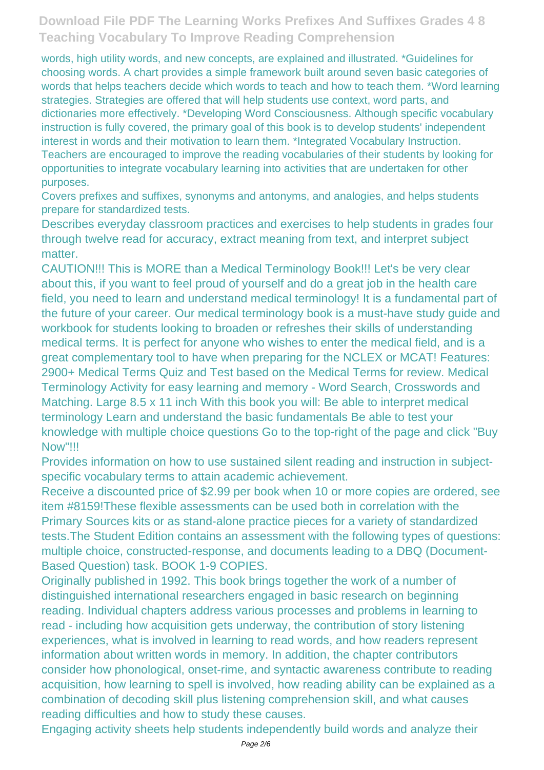words, high utility words, and new concepts, are explained and illustrated. *Guidelines for choosing words. A chart provides a simple framework built around seven basic categories of words that helps teachers decide which words to teach and how to teach them. *Word learning strategies. Strategies are offered that will help students use context, word parts, and dictionaries more effectively. *Developing Word Consciousness. Although specific vocabulary instruction is fully covered, the primary goal of this book is to develop students' independent interest in words and their motivation to learn them. *Integrated Vocabulary Instruction. Teachers are encouraged to improve the reading vocabularies of their students by looking for opportunities to integrate vocabulary learning into activities that are undertaken for other purposes.

Covers prefixes and suffixes, synonyms and antonyms, and analogies, and helps students prepare for standardized tests.

Describes everyday classroom practices and exercises to help students in grades four through twelve read for accuracy, extract meaning from text, and interpret subject matter.

CAUTION!!! This is MORE than a Medical Terminology Book!!! Let's be very clear about this, if you want to feel proud of yourself and do a great job in the health care field, you need to learn and understand medical terminology! It is a fundamental part of the future of your career. Our medical terminology book is a must-have study guide and workbook for students looking to broaden or refreshes their skills of understanding medical terms. It is perfect for anyone who wishes to enter the medical field, and is a great complementary tool to have when preparing for the NCLEX or MCAT! Features: 2900+ Medical Terms Quiz and Test based on the Medical Terms for review. Medical Terminology Activity for easy learning and memory - Word Search, Crosswords and Matching. Large 8.5 x 11 inch With this book you will: Be able to interpret medical terminology Learn and understand the basic fundamentals Be able to test your knowledge with multiple choice questions Go to the top-right of the page and click "Buy Now"!!!

Provides information on how to use sustained silent reading and instruction in subject-specific vocabulary terms to attain academic achievement.

Receive a discounted price of $2.99 per book when 10 or more copies are ordered, see item #8159!These flexible assessments can be used both in correlation with the Primary Sources kits or as stand-alone practice pieces for a variety of standardized tests.The Student Edition contains an assessment with the following types of questions: multiple choice, constructed-response, and documents leading to a DBQ (Document-Based Question) task. BOOK 1-9 COPIES.

Originally published in 1992. This book brings together the work of a number of distinguished international researchers engaged in basic research on beginning reading. Individual chapters address various processes and problems in learning to read - including how acquisition gets underway, the contribution of story listening experiences, what is involved in learning to read words, and how readers represent information about written words in memory. In addition, the chapter contributors consider how phonological, onset-rime, and syntactic awareness contribute to reading acquisition, how learning to spell is involved, how reading ability can be explained as a combination of decoding skill plus listening comprehension skill, and what causes reading difficulties and how to study these causes.

Engaging activity sheets help students independently build words and analyze their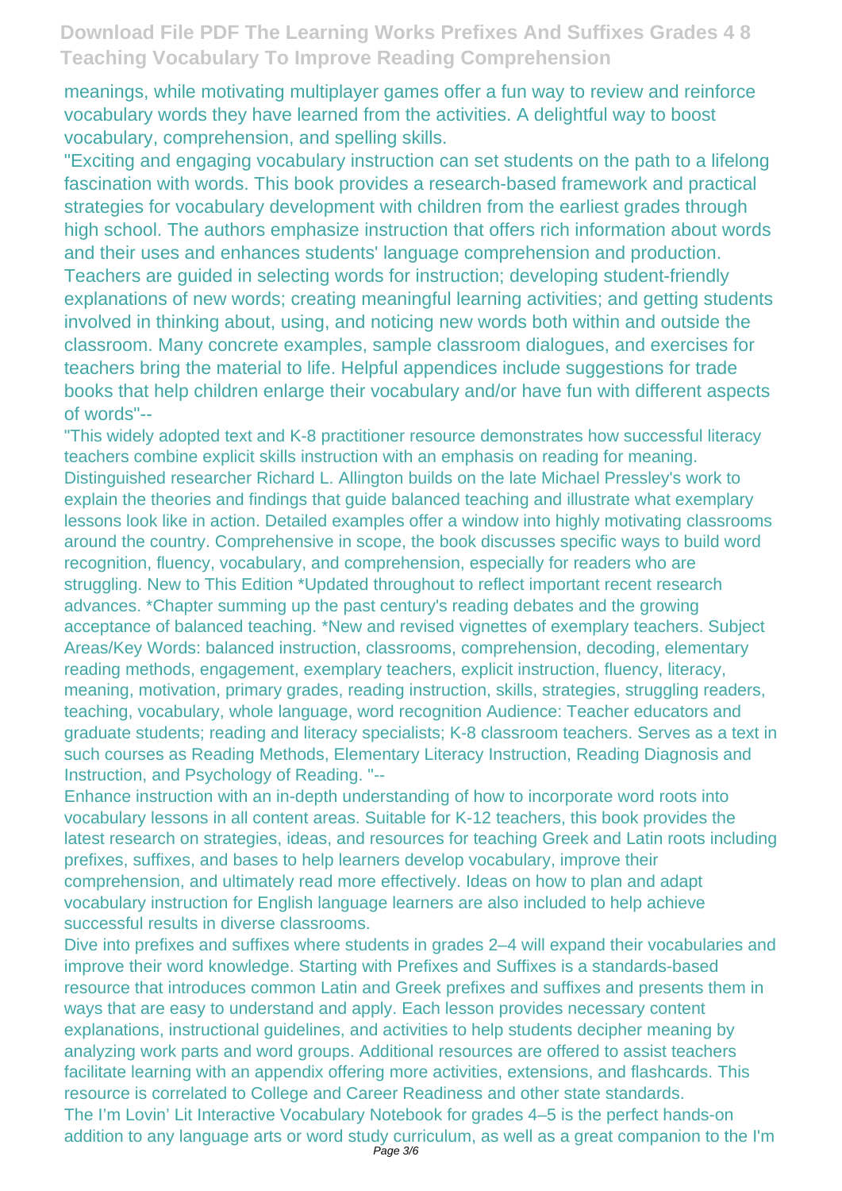meanings, while motivating multiplayer games offer a fun way to review and reinforce vocabulary words they have learned from the activities. A delightful way to boost vocabulary, comprehension, and spelling skills.

"Exciting and engaging vocabulary instruction can set students on the path to a lifelong fascination with words. This book provides a research-based framework and practical strategies for vocabulary development with children from the earliest grades through high school. The authors emphasize instruction that offers rich information about words and their uses and enhances students' language comprehension and production. Teachers are guided in selecting words for instruction; developing student-friendly explanations of new words; creating meaningful learning activities; and getting students involved in thinking about, using, and noticing new words both within and outside the classroom. Many concrete examples, sample classroom dialogues, and exercises for teachers bring the material to life. Helpful appendices include suggestions for trade books that help children enlarge their vocabulary and/or have fun with different aspects of words"--

"This widely adopted text and K-8 practitioner resource demonstrates how successful literacy teachers combine explicit skills instruction with an emphasis on reading for meaning. Distinguished researcher Richard L. Allington builds on the late Michael Pressley's work to explain the theories and findings that guide balanced teaching and illustrate what exemplary lessons look like in action. Detailed examples offer a window into highly motivating classrooms around the country. Comprehensive in scope, the book discusses specific ways to build word recognition, fluency, vocabulary, and comprehension, especially for readers who are struggling. New to This Edition *Updated throughout to reflect important recent research advances. *Chapter summing up the past century's reading debates and the growing acceptance of balanced teaching. *New and revised vignettes of exemplary teachers. Subject Areas/Key Words: balanced instruction, classrooms, comprehension, decoding, elementary reading methods, engagement, exemplary teachers, explicit instruction, fluency, literacy, meaning, motivation, primary grades, reading instruction, skills, strategies, struggling readers, teaching, vocabulary, whole language, word recognition Audience: Teacher educators and graduate students; reading and literacy specialists; K-8 classroom teachers. Serves as a text in such courses as Reading Methods, Elementary Literacy Instruction, Reading Diagnosis and Instruction, and Psychology of Reading. "--

Enhance instruction with an in-depth understanding of how to incorporate word roots into vocabulary lessons in all content areas. Suitable for K-12 teachers, this book provides the latest research on strategies, ideas, and resources for teaching Greek and Latin roots including prefixes, suffixes, and bases to help learners develop vocabulary, improve their comprehension, and ultimately read more effectively. Ideas on how to plan and adapt vocabulary instruction for English language learners are also included to help achieve successful results in diverse classrooms.

Dive into prefixes and suffixes where students in grades 2–4 will expand their vocabularies and improve their word knowledge. Starting with Prefixes and Suffixes is a standards-based resource that introduces common Latin and Greek prefixes and suffixes and presents them in ways that are easy to understand and apply. Each lesson provides necessary content explanations, instructional guidelines, and activities to help students decipher meaning by analyzing work parts and word groups. Additional resources are offered to assist teachers facilitate learning with an appendix offering more activities, extensions, and flashcards. This resource is correlated to College and Career Readiness and other state standards.

The I'm Lovin' Lit Interactive Vocabulary Notebook for grades 4–5 is the perfect hands-on addition to any language arts or word study curriculum, as well as a great companion to the I'm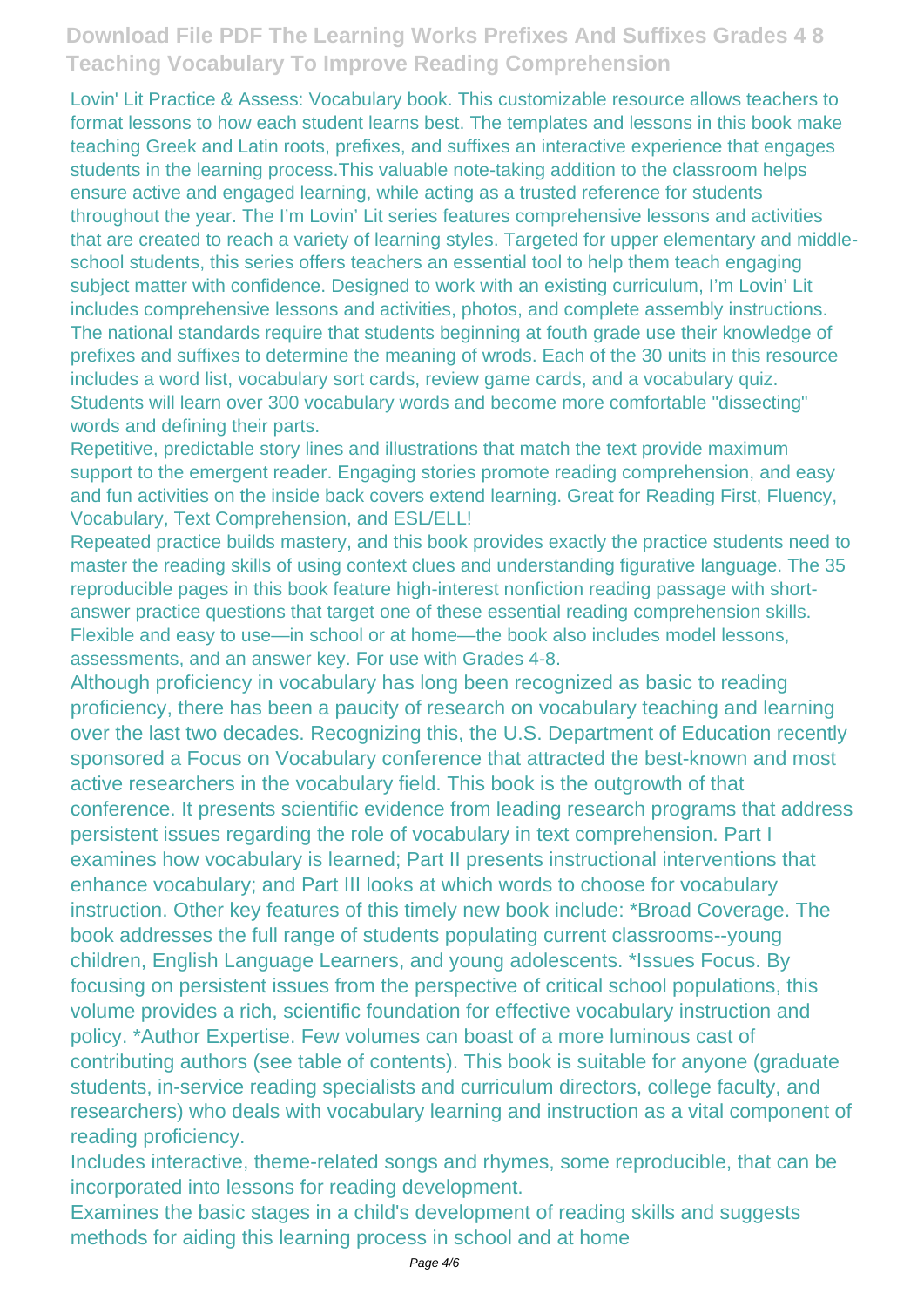Lovin' Lit Practice & Assess: Vocabulary book. This customizable resource allows teachers to format lessons to how each student learns best. The templates and lessons in this book make teaching Greek and Latin roots, prefixes, and suffixes an interactive experience that engages students in the learning process.This valuable note-taking addition to the classroom helps ensure active and engaged learning, while acting as a trusted reference for students throughout the year. The I'm Lovin' Lit series features comprehensive lessons and activities that are created to reach a variety of learning styles. Targeted for upper elementary and middle-school students, this series offers teachers an essential tool to help them teach engaging subject matter with confidence. Designed to work with an existing curriculum, I'm Lovin' Lit includes comprehensive lessons and activities, photos, and complete assembly instructions.
The national standards require that students beginning at fouth grade use their knowledge of prefixes and suffixes to determine the meaning of wrods. Each of the 30 units in this resource includes a word list, vocabulary sort cards, review game cards, and a vocabulary quiz. Students will learn over 300 vocabulary words and become more comfortable "dissecting" words and defining their parts.

Repetitive, predictable story lines and illustrations that match the text provide maximum support to the emergent reader. Engaging stories promote reading comprehension, and easy and fun activities on the inside back covers extend learning. Great for Reading First, Fluency, Vocabulary, Text Comprehension, and ESL/ELL!

Repeated practice builds mastery, and this book provides exactly the practice students need to master the reading skills of using context clues and understanding figurative language. The 35 reproducible pages in this book feature high-interest nonfiction reading passage with short-answer practice questions that target one of these essential reading comprehension skills. Flexible and easy to use—in school or at home—the book also includes model lessons, assessments, and an answer key. For use with Grades 4-8.

Although proficiency in vocabulary has long been recognized as basic to reading proficiency, there has been a paucity of research on vocabulary teaching and learning over the last two decades. Recognizing this, the U.S. Department of Education recently sponsored a Focus on Vocabulary conference that attracted the best-known and most active researchers in the vocabulary field. This book is the outgrowth of that conference. It presents scientific evidence from leading research programs that address persistent issues regarding the role of vocabulary in text comprehension. Part I examines how vocabulary is learned; Part II presents instructional interventions that enhance vocabulary; and Part III looks at which words to choose for vocabulary instruction. Other key features of this timely new book include: *Broad Coverage. The book addresses the full range of students populating current classrooms--young children, English Language Learners, and young adolescents. *Issues Focus. By focusing on persistent issues from the perspective of critical school populations, this volume provides a rich, scientific foundation for effective vocabulary instruction and policy. *Author Expertise. Few volumes can boast of a more luminous cast of contributing authors (see table of contents). This book is suitable for anyone (graduate students, in-service reading specialists and curriculum directors, college faculty, and researchers) who deals with vocabulary learning and instruction as a vital component of reading proficiency.

Includes interactive, theme-related songs and rhymes, some reproducible, that can be incorporated into lessons for reading development.

Examines the basic stages in a child's development of reading skills and suggests methods for aiding this learning process in school and at home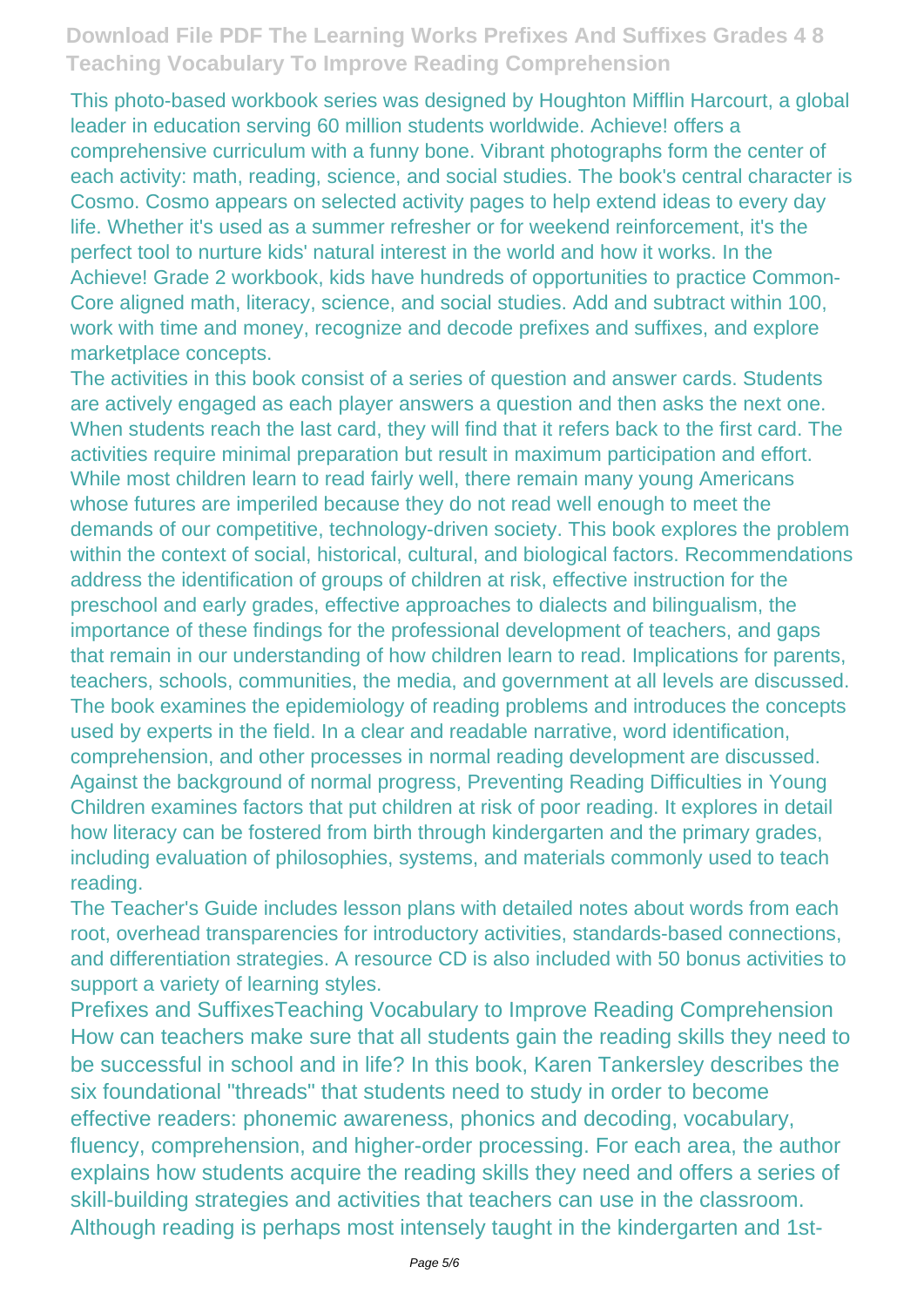This photo-based workbook series was designed by Houghton Mifflin Harcourt, a global leader in education serving 60 million students worldwide. Achieve! offers a comprehensive curriculum with a funny bone. Vibrant photographs form the center of each activity: math, reading, science, and social studies. The book's central character is Cosmo. Cosmo appears on selected activity pages to help extend ideas to every day life. Whether it's used as a summer refresher or for weekend reinforcement, it's the perfect tool to nurture kids' natural interest in the world and how it works. In the Achieve! Grade 2 workbook, kids have hundreds of opportunities to practice Common-Core aligned math, literacy, science, and social studies. Add and subtract within 100, work with time and money, recognize and decode prefixes and suffixes, and explore marketplace concepts.

The activities in this book consist of a series of question and answer cards. Students are actively engaged as each player answers a question and then asks the next one. When students reach the last card, they will find that it refers back to the first card. The activities require minimal preparation but result in maximum participation and effort.

While most children learn to read fairly well, there remain many young Americans whose futures are imperiled because they do not read well enough to meet the demands of our competitive, technology-driven society. This book explores the problem within the context of social, historical, cultural, and biological factors. Recommendations address the identification of groups of children at risk, effective instruction for the preschool and early grades, effective approaches to dialects and bilingualism, the importance of these findings for the professional development of teachers, and gaps that remain in our understanding of how children learn to read. Implications for parents, teachers, schools, communities, the media, and government at all levels are discussed. The book examines the epidemiology of reading problems and introduces the concepts used by experts in the field. In a clear and readable narrative, word identification, comprehension, and other processes in normal reading development are discussed. Against the background of normal progress, Preventing Reading Difficulties in Young Children examines factors that put children at risk of poor reading. It explores in detail how literacy can be fostered from birth through kindergarten and the primary grades, including evaluation of philosophies, systems, and materials commonly used to teach reading.

The Teacher's Guide includes lesson plans with detailed notes about words from each root, overhead transparencies for introductory activities, standards-based connections, and differentiation strategies. A resource CD is also included with 50 bonus activities to support a variety of learning styles.

Prefixes and SuffixesTeaching Vocabulary to Improve Reading Comprehension

How can teachers make sure that all students gain the reading skills they need to be successful in school and in life? In this book, Karen Tankersley describes the six foundational "threads" that students need to study in order to become effective readers: phonemic awareness, phonics and decoding, vocabulary, fluency, comprehension, and higher-order processing. For each area, the author explains how students acquire the reading skills they need and offers a series of skill-building strategies and activities that teachers can use in the classroom. Although reading is perhaps most intensely taught in the kindergarten and 1st-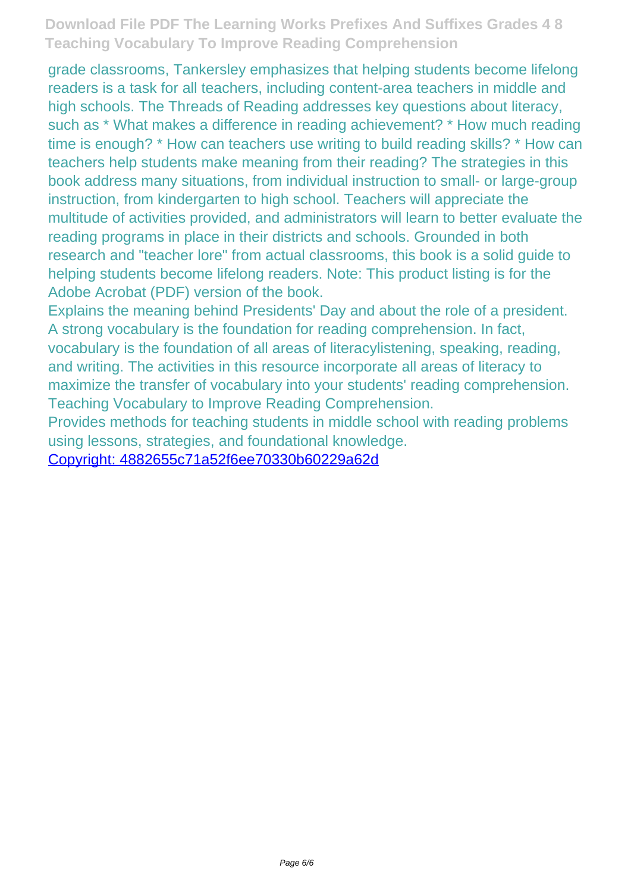grade classrooms, Tankersley emphasizes that helping students become lifelong readers is a task for all teachers, including content-area teachers in middle and high schools. The Threads of Reading addresses key questions about literacy, such as * What makes a difference in reading achievement? * How much reading time is enough? * How can teachers use writing to build reading skills? * How can teachers help students make meaning from their reading? The strategies in this book address many situations, from individual instruction to small- or large-group instruction, from kindergarten to high school. Teachers will appreciate the multitude of activities provided, and administrators will learn to better evaluate the reading programs in place in their districts and schools. Grounded in both research and "teacher lore" from actual classrooms, this book is a solid guide to helping students become lifelong readers. Note: This product listing is for the Adobe Acrobat (PDF) version of the book.

Explains the meaning behind Presidents' Day and about the role of a president.

A strong vocabulary is the foundation for reading comprehension. In fact, vocabulary is the foundation of all areas of literacylistening, speaking, reading, and writing. The activities in this resource incorporate all areas of literacy to maximize the transfer of vocabulary into your students' reading comprehension.

Teaching Vocabulary to Improve Reading Comprehension.

Provides methods for teaching students in middle school with reading problems using lessons, strategies, and foundational knowledge.

Copyright: 4882655c71a52f6ee70330b60229a62d